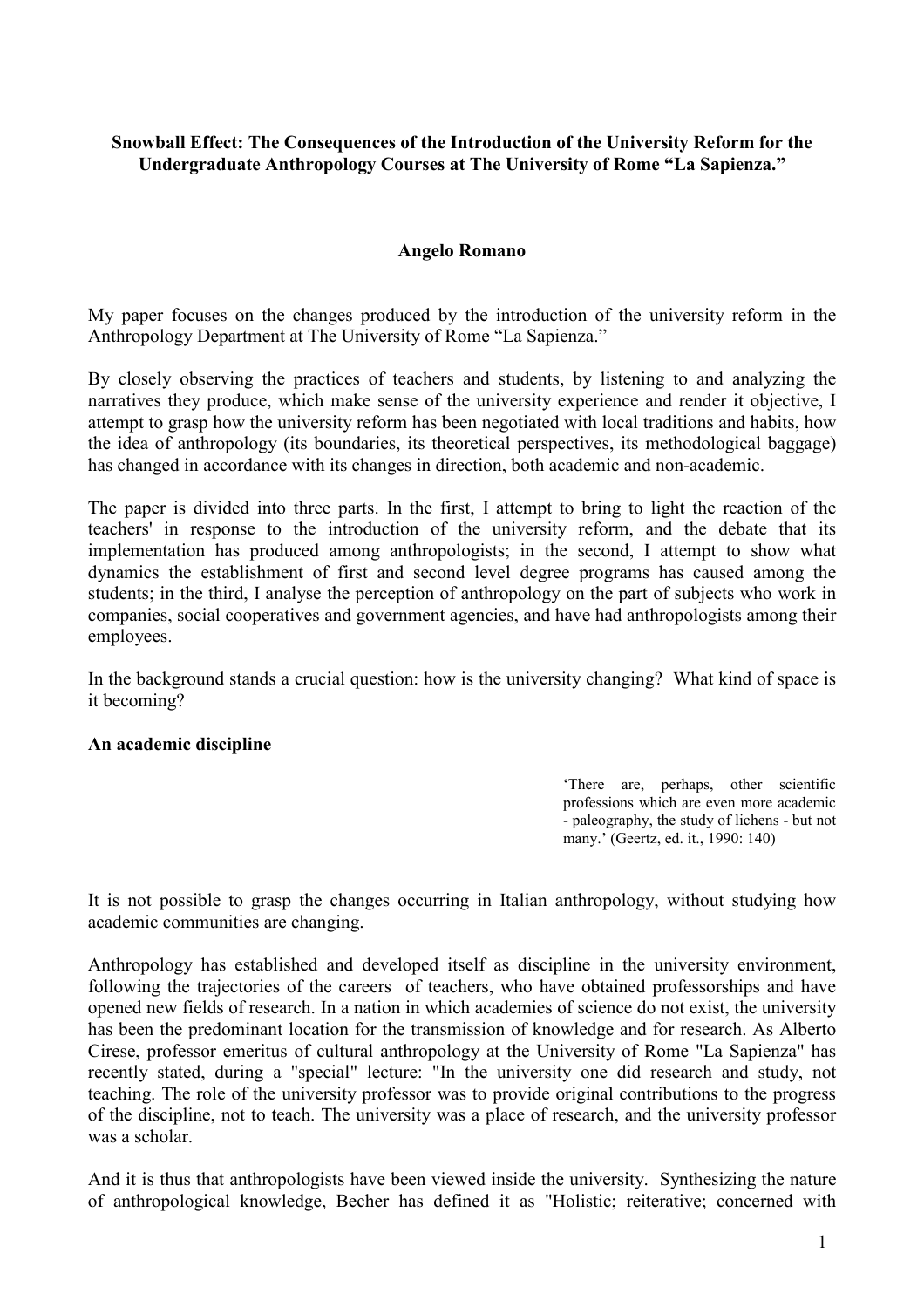**Snowball Effect: The Consequences of the Introduction of the University Reform for the Undergraduate Anthropology Courses at The University of Rome "La Sapienza."**

**Angelo Romano**

My paper focuses on the changes produced by the introduction of the university reform in the Anthropology Department at The University of Rome "La Sapienza."

By closely observing the practices of teachers and students, by listening to and analyzing the narratives they produce, which make sense of the university experience and render it objective, I attempt to grasp how the university reform has been negotiated with local traditions and habits, how the idea of anthropology (its boundaries, its theoretical perspectives, its methodological baggage) has changed in accordance with its changes in direction, both academic and non-academic.

The paper is divided into three parts. In the first, I attempt to bring to light the reaction of the teachers' in response to the introduction of the university reform, and the debate that its implementation has produced among anthropologists; in the second, I attempt to show what dynamics the establishment of first and second level degree programs has caused among the students; in the third, I analyse the perception of anthropology on the part of subjects who work in companies, social cooperatives and government agencies, and have had anthropologists among their employees.

In the background stands a crucial question: how is the university changing? What kind of space is it becoming?

**An academic discipline**

> 'There are, perhaps, other scientific professions which are even more academic - paleography, the study of lichens - but not many.' (Geertz, ed. it., 1990: 140)

It is not possible to grasp the changes occurring in Italian anthropology, without studying how academic communities are changing.

Anthropology has established and developed itself as discipline in the university environment, following the trajectories of the careers of teachers, who have obtained professorships and have opened new fields of research. In a nation in which academies of science do not exist, the university has been the predominant location for the transmission of knowledge and for research. As Alberto Cirese, professor emeritus of cultural anthropology at the University of Rome "La Sapienza" has recently stated, during a "special" lecture: "In the university one did research and study, not teaching. The role of the university professor was to provide original contributions to the progress of the discipline, not to teach. The university was a place of research, and the university professor was a scholar.

And it is thus that anthropologists have been viewed inside the university. Synthesizing the nature of anthropological knowledge, Becher has defined it as "Holistic; reiterative; concerned with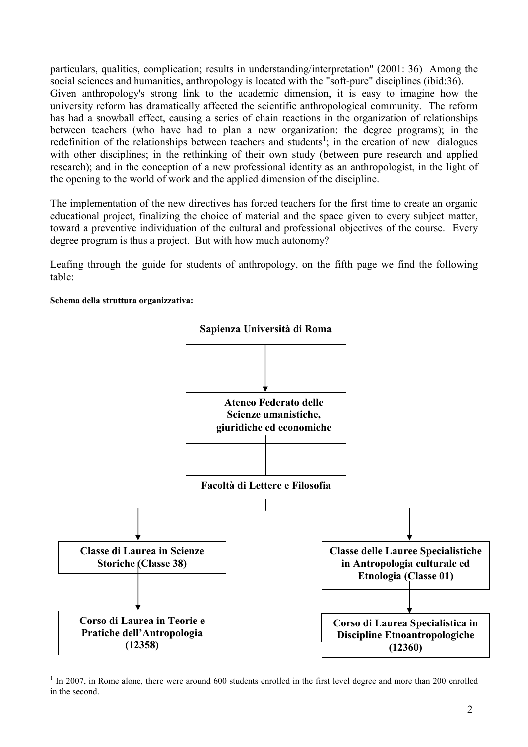particulars, qualities, complication; results in understanding/interpretation" (2001: 36) Among the social sciences and humanities, anthropology is located with the "soft-pure" disciplines (ibid:36).
Given anthropology's strong link to the academic dimension, it is easy to imagine how the university reform has dramatically affected the scientific anthropological community. The reform has had a snowball effect, causing a series of chain reactions in the organization of relationships between teachers (who have had to plan a new organization: the degree programs); in the redefinition of the relationships between teachers and students[1]; in the creation of new dialogues with other disciplines; in the rethinking of their own study (between pure research and applied research); and in the conception of a new professional identity as an anthropologist, in the light of the opening to the world of work and the applied dimension of the discipline.

The implementation of the new directives has forced teachers for the first time to create an organic educational project, finalizing the choice of material and the space given to every subject matter, toward a preventive individuation of the cultural and professional objectives of the course. Every degree program is thus a project. But with how much autonomy?

Leafing through the guide for students of anthropology, on the fifth page we find the following table:

**Schema della struttura organizzativa:**

**Sapienza Università di Roma**

↓

**Ateneo Federato delle Scienze umanistiche, giuridiche ed economiche**

↓

**Facoltà di Lettere e Filosofia**

↓

| | |
|---|---|
| **Classe di Laurea in Scienze Storiche (Classe 38)** | **Classe delle Lauree Specialistiche in Antropologia culturale ed Etnologia (Classe 01)** |
| ↓ | ↓ |
| **Corso di Laurea in Teorie e Pratiche dell'Antropologia (12358)** | **Corso di Laurea Specialistica in Discipline Etnoantropologiche (12360)** |

[1] In 2007, in Rome alone, there were around 600 students enrolled in the first level degree and more than 200 enrolled in the second.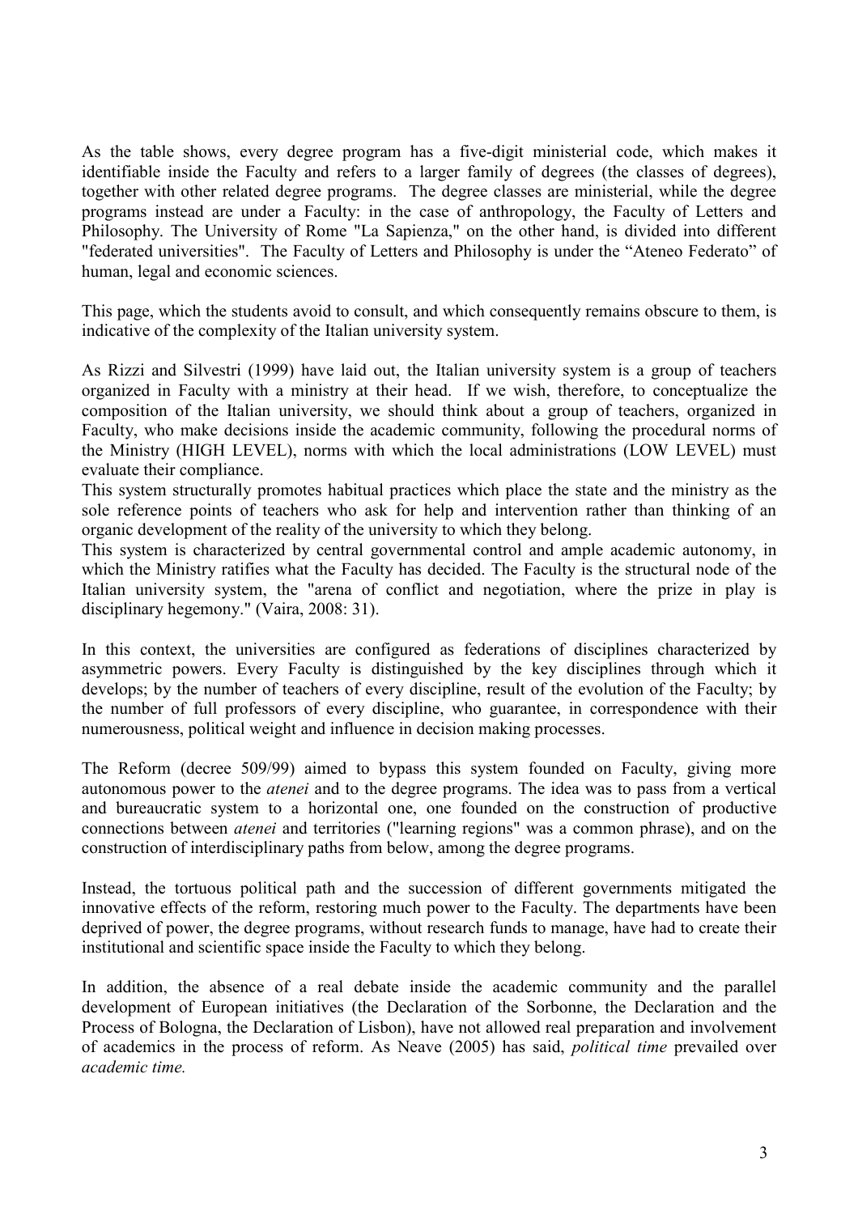As the table shows, every degree program has a five-digit ministerial code, which makes it identifiable inside the Faculty and refers to a larger family of degrees (the classes of degrees), together with other related degree programs. The degree classes are ministerial, while the degree programs instead are under a Faculty: in the case of anthropology, the Faculty of Letters and Philosophy. The University of Rome "La Sapienza," on the other hand, is divided into different "federated universities". The Faculty of Letters and Philosophy is under the "Ateneo Federato" of human, legal and economic sciences.

This page, which the students avoid to consult, and which consequently remains obscure to them, is indicative of the complexity of the Italian university system.

As Rizzi and Silvestri (1999) have laid out, the Italian university system is a group of teachers organized in Faculty with a ministry at their head. If we wish, therefore, to conceptualize the composition of the Italian university, we should think about a group of teachers, organized in Faculty, who make decisions inside the academic community, following the procedural norms of the Ministry (HIGH LEVEL), norms with which the local administrations (LOW LEVEL) must evaluate their compliance.

This system structurally promotes habitual practices which place the state and the ministry as the sole reference points of teachers who ask for help and intervention rather than thinking of an organic development of the reality of the university to which they belong.

This system is characterized by central governmental control and ample academic autonomy, in which the Ministry ratifies what the Faculty has decided. The Faculty is the structural node of the Italian university system, the "arena of conflict and negotiation, where the prize in play is disciplinary hegemony." (Vaira, 2008: 31).

In this context, the universities are configured as federations of disciplines characterized by asymmetric powers. Every Faculty is distinguished by the key disciplines through which it develops; by the number of teachers of every discipline, result of the evolution of the Faculty; by the number of full professors of every discipline, who guarantee, in correspondence with their numerousness, political weight and influence in decision making processes.

The Reform (decree 509/99) aimed to bypass this system founded on Faculty, giving more autonomous power to the *atenei* and to the degree programs. The idea was to pass from a vertical and bureaucratic system to a horizontal one, one founded on the construction of productive connections between *atenei* and territories ("learning regions" was a common phrase), and on the construction of interdisciplinary paths from below, among the degree programs.

Instead, the tortuous political path and the succession of different governments mitigated the innovative effects of the reform, restoring much power to the Faculty. The departments have been deprived of power, the degree programs, without research funds to manage, have had to create their institutional and scientific space inside the Faculty to which they belong.

In addition, the absence of a real debate inside the academic community and the parallel development of European initiatives (the Declaration of the Sorbonne, the Declaration and the Process of Bologna, the Declaration of Lisbon), have not allowed real preparation and involvement of academics in the process of reform. As Neave (2005) has said, *political time* prevailed over *academic time.*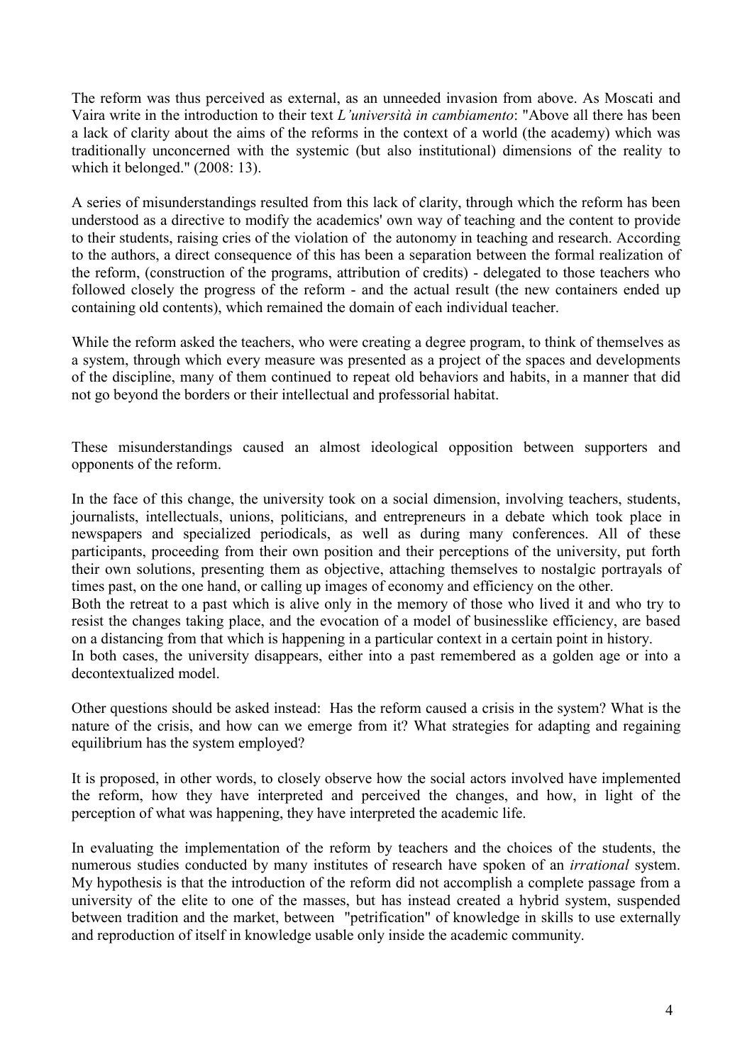The reform was thus perceived as external, as an unneeded invasion from above. As Moscati and Vaira write in the introduction to their text *L'università in cambiamento*: "Above all there has been a lack of clarity about the aims of the reforms in the context of a world (the academy) which was traditionally unconcerned with the systemic (but also institutional) dimensions of the reality to which it belonged." (2008: 13).

A series of misunderstandings resulted from this lack of clarity, through which the reform has been understood as a directive to modify the academics' own way of teaching and the content to provide to their students, raising cries of the violation of the autonomy in teaching and research. According to the authors, a direct consequence of this has been a separation between the formal realization of the reform, (construction of the programs, attribution of credits) - delegated to those teachers who followed closely the progress of the reform - and the actual result (the new containers ended up containing old contents), which remained the domain of each individual teacher.

While the reform asked the teachers, who were creating a degree program, to think of themselves as a system, through which every measure was presented as a project of the spaces and developments of the discipline, many of them continued to repeat old behaviors and habits, in a manner that did not go beyond the borders or their intellectual and professorial habitat.

These misunderstandings caused an almost ideological opposition between supporters and opponents of the reform.

In the face of this change, the university took on a social dimension, involving teachers, students, journalists, intellectuals, unions, politicians, and entrepreneurs in a debate which took place in newspapers and specialized periodicals, as well as during many conferences. All of these participants, proceeding from their own position and their perceptions of the university, put forth their own solutions, presenting them as objective, attaching themselves to nostalgic portrayals of times past, on the one hand, or calling up images of economy and efficiency on the other.
Both the retreat to a past which is alive only in the memory of those who lived it and who try to resist the changes taking place, and the evocation of a model of businesslike efficiency, are based on a distancing from that which is happening in a particular context in a certain point in history.
In both cases, the university disappears, either into a past remembered as a golden age or into a decontextualized model.

Other questions should be asked instead: Has the reform caused a crisis in the system? What is the nature of the crisis, and how can we emerge from it? What strategies for adapting and regaining equilibrium has the system employed?

It is proposed, in other words, to closely observe how the social actors involved have implemented the reform, how they have interpreted and perceived the changes, and how, in light of the perception of what was happening, they have interpreted the academic life.

In evaluating the implementation of the reform by teachers and the choices of the students, the numerous studies conducted by many institutes of research have spoken of an *irrational* system. My hypothesis is that the introduction of the reform did not accomplish a complete passage from a university of the elite to one of the masses, but has instead created a hybrid system, suspended between tradition and the market, between "petrification" of knowledge in skills to use externally and reproduction of itself in knowledge usable only inside the academic community.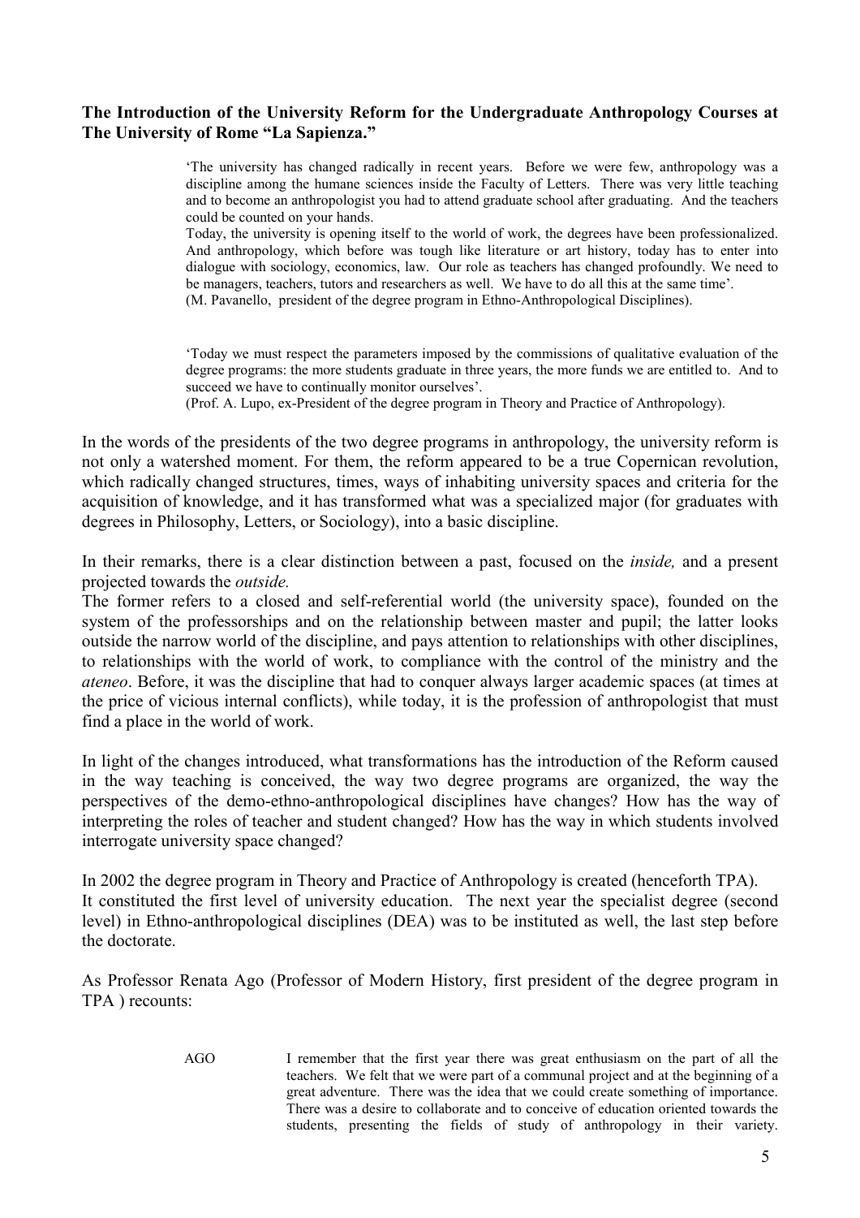**The Introduction of the University Reform for the Undergraduate Anthropology Courses at The University of Rome "La Sapienza."**

> 'The university has changed radically in recent years. Before we were few, anthropology was a discipline among the humane sciences inside the Faculty of Letters. There was very little teaching and to become an anthropologist you had to attend graduate school after graduating. And the teachers could be counted on your hands.
> Today, the university is opening itself to the world of work, the degrees have been professionalized. And anthropology, which before was tough like literature or art history, today has to enter into dialogue with sociology, economics, law. Our role as teachers has changed profoundly. We need to be managers, teachers, tutors and researchers as well. We have to do all this at the same time'.
> (M. Pavanello, president of the degree program in Ethno-Anthropological Disciplines).

> 'Today we must respect the parameters imposed by the commissions of qualitative evaluation of the degree programs: the more students graduate in three years, the more funds we are entitled to. And to succeed we have to continually monitor ourselves'.
> (Prof. A. Lupo, ex-President of the degree program in Theory and Practice of Anthropology).

In the words of the presidents of the two degree programs in anthropology, the university reform is not only a watershed moment. For them, the reform appeared to be a true Copernican revolution, which radically changed structures, times, ways of inhabiting university spaces and criteria for the acquisition of knowledge, and it has transformed what was a specialized major (for graduates with degrees in Philosophy, Letters, or Sociology), into a basic discipline.

In their remarks, there is a clear distinction between a past, focused on the *inside,* and a present projected towards the *outside.*
The former refers to a closed and self-referential world (the university space), founded on the system of the professorships and on the relationship between master and pupil; the latter looks outside the narrow world of the discipline, and pays attention to relationships with other disciplines, to relationships with the world of work, to compliance with the control of the ministry and the *ateneo*. Before, it was the discipline that had to conquer always larger academic spaces (at times at the price of vicious internal conflicts), while today, it is the profession of anthropologist that must find a place in the world of work.

In light of the changes introduced, what transformations has the introduction of the Reform caused in the way teaching is conceived, the way two degree programs are organized, the way the perspectives of the demo-ethno-anthropological disciplines have changes? How has the way of interpreting the roles of teacher and student changed? How has the way in which students involved interrogate university space changed?

In 2002 the degree program in Theory and Practice of Anthropology is created (henceforth TPA).
It constituted the first level of university education. The next year the specialist degree (second level) in Ethno-anthropological disciplines (DEA) was to be instituted as well, the last step before the doctorate.

As Professor Renata Ago (Professor of Modern History, first president of the degree program in TPA ) recounts:

> AGO I remember that the first year there was great enthusiasm on the part of all the teachers. We felt that we were part of a communal project and at the beginning of a great adventure. There was the idea that we could create something of importance. There was a desire to collaborate and to conceive of education oriented towards the students, presenting the fields of study of anthropology in their variety.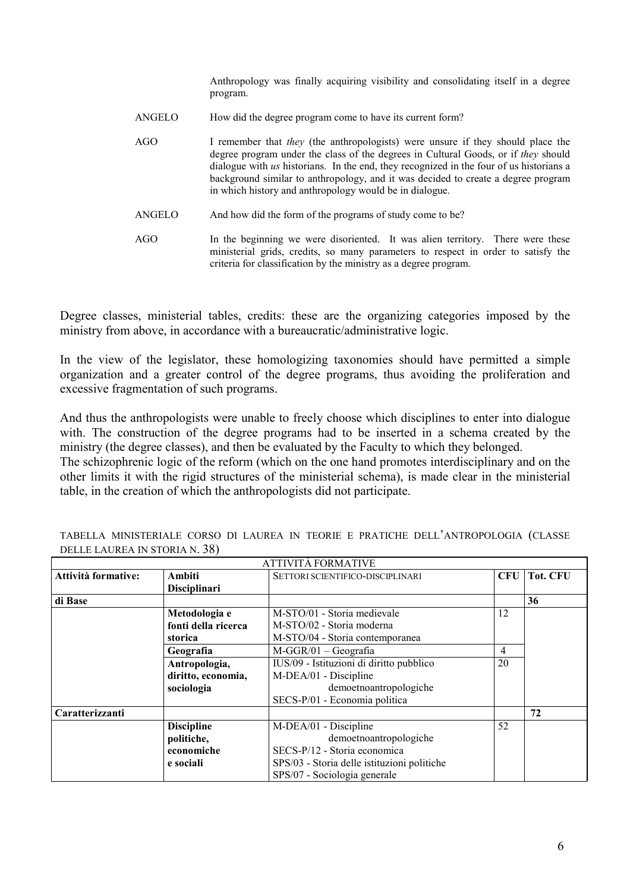Anthropology was finally acquiring visibility and consolidating itself in a degree program.

ANGELO How did the degree program come to have its current form?

AGO I remember that *they* (the anthropologists) were unsure if they should place the degree program under the class of the degrees in Cultural Goods, or if *they* should dialogue with *us* historians. In the end, they recognized in the four of us historians a background similar to anthropology, and it was decided to create a degree program in which history and anthropology would be in dialogue.

ANGELO And how did the form of the programs of study come to be?

AGO In the beginning we were disoriented. It was alien territory. There were these ministerial grids, credits, so many parameters to respect in order to satisfy the criteria for classification by the ministry as a degree program.

Degree classes, ministerial tables, credits: these are the organizing categories imposed by the ministry from above, in accordance with a bureaucratic/administrative logic.

In the view of the legislator, these homologizing taxonomies should have permitted a simple organization and a greater control of the degree programs, thus avoiding the proliferation and excessive fragmentation of such programs.

And thus the anthropologists were unable to freely choose which disciplines to enter into dialogue with. The construction of the degree programs had to be inserted in a schema created by the ministry (the degree classes), and then be evaluated by the Faculty to which they belonged.
The schizophrenic logic of the reform (which on the one hand promotes interdisciplinary and on the other limits it with the rigid structures of the ministerial schema), is made clear in the ministerial table, in the creation of which the anthropologists did not participate.

TABELLA MINISTERIALE CORSO DI LAUREA IN TEORIE E PRATICHE DELL'ANTROPOLOGIA (CLASSE DELLE LAUREA IN STORIA N. 38)

| ATTIVITÀ FORMATIVE | | | | |
|---|---|---|---|---|
| **Attività formative:** | **Ambiti Disciplinari** | SETTORI SCIENTIFICO-DISCIPLINARI | **CFU** | **Tot. CFU** |
| **di Base** | | | | **36** |
| | **Metodologia e fonti della ricerca storica** | M-STO/01 - Storia medievale<br>M-STO/02 - Storia moderna<br>M-STO/04 - Storia contemporanea | 12 | |
| | **Geografia** | M-GGR/01 – Geografia | 4 | |
| | **Antropologia, diritto, economia, sociologia** | IUS/09 - Istituzioni di diritto pubblico<br>M-DEA/01 - Discipline demoetnoantropologiche<br>SECS-P/01 - Economia politica | 20 | |
| **Caratterizzanti** | | | | **72** |
| | **Discipline politiche, economiche e sociali** | M-DEA/01 - Discipline demoetnoantropologiche<br>SECS-P/12 - Storia economica<br>SPS/03 - Storia delle istituzioni politiche<br>SPS/07 - Sociologia generale | 52 | |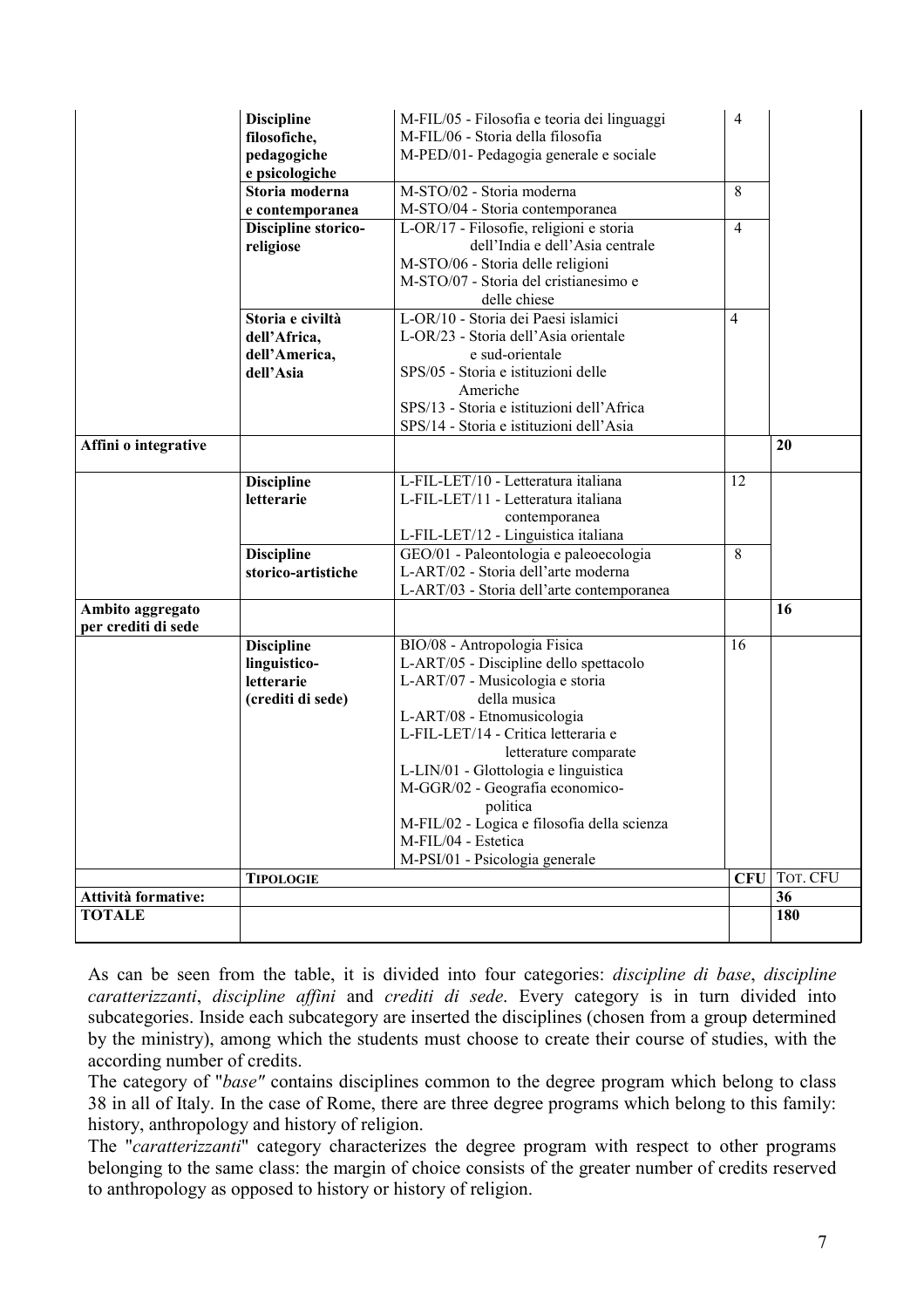| | | | | |
|---|---|---|---|---|
| | **Discipline filosofiche, pedagogiche e psicologiche** | M-FIL/05 - Filosofia e teoria dei linguaggi<br>M-FIL/06 - Storia della filosofia<br>M-PED/01- Pedagogia generale e sociale | 4 | |
| | **Storia moderna e contemporanea** | M-STO/02 - Storia moderna<br>M-STO/04 - Storia contemporanea | 8 | |
| | **Discipline storico-religiose** | L-OR/17 - Filosofie, religioni e storia dell'India e dell'Asia centrale<br>M-STO/06 - Storia delle religioni<br>M-STO/07 - Storia del cristianesimo e delle chiese | 4 | |
| | **Storia e civiltà dell'Africa, dell'America, dell'Asia** | L-OR/10 - Storia dei Paesi islamici<br>L-OR/23 - Storia dell'Asia orientale e sud-orientale<br>SPS/05 - Storia e istituzioni delle Americhe<br>SPS/13 - Storia e istituzioni dell'Africa<br>SPS/14 - Storia e istituzioni dell'Asia | 4 | |
| **Affini o integrative** | | | | **20** |
| | **Discipline letterarie** | L-FIL-LET/10 - Letteratura italiana<br>L-FIL-LET/11 - Letteratura italiana contemporanea<br>L-FIL-LET/12 - Linguistica italiana | 12 | |
| | **Discipline storico-artistiche** | GEO/01 - Paleontologia e paleoecologia<br>L-ART/02 - Storia dell'arte moderna<br>L-ART/03 - Storia dell'arte contemporanea | 8 | |
| **Ambito aggregato per crediti di sede** | | | | **16** |
| | **Discipline linguistico-letterarie (crediti di sede)** | BIO/08 - Antropologia Fisica<br>L-ART/05 - Discipline dello spettacolo<br>L-ART/07 - Musicologia e storia della musica<br>L-ART/08 - Etnomusicologia<br>L-FIL-LET/14 - Critica letteraria e letterature comparate<br>L-LIN/01 - Glottologia e linguistica<br>M-GGR/02 - Geografia economico-politica<br>M-FIL/02 - Logica e filosofia della scienza<br>M-FIL/04 - Estetica<br>M-PSI/01 - Psicologia generale | 16 | |
| | **TIPOLOGIE** | | **CFU** | TOT. CFU |
| **Attività formative:** | | | | **36** |
| **TOTALE** | | | | **180** |

As can be seen from the table, it is divided into four categories: *discipline di base*, *discipline caratterizzanti*, *discipline affini* and *crediti di sede*. Every category is in turn divided into subcategories. Inside each subcategory are inserted the disciplines (chosen from a group determined by the ministry), among which the students must choose to create their course of studies, with the according number of credits.

The category of "*base"* contains disciplines common to the degree program which belong to class 38 in all of Italy. In the case of Rome, there are three degree programs which belong to this family: history, anthropology and history of religion.

The "*caratterizzanti*" category characterizes the degree program with respect to other programs belonging to the same class: the margin of choice consists of the greater number of credits reserved to anthropology as opposed to history or history of religion.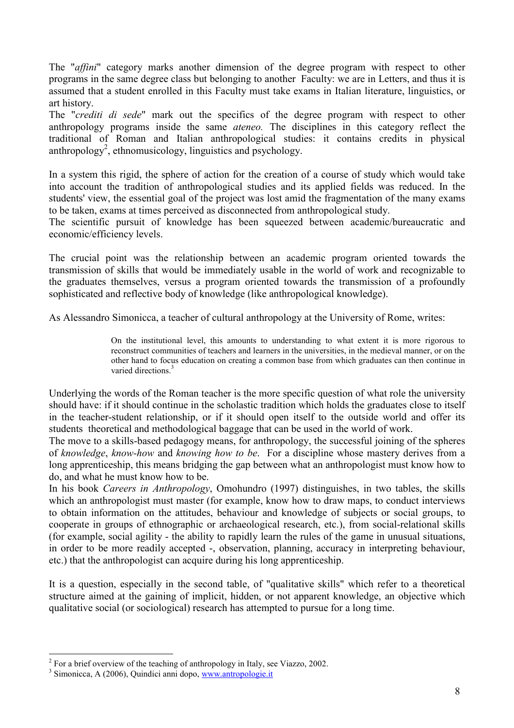The "*affini*" category marks another dimension of the degree program with respect to other programs in the same degree class but belonging to another Faculty: we are in Letters, and thus it is assumed that a student enrolled in this Faculty must take exams in Italian literature, linguistics, or art history.

The "*crediti di sede*" mark out the specifics of the degree program with respect to other anthropology programs inside the same *ateneo.* The disciplines in this category reflect the traditional of Roman and Italian anthropological studies: it contains credits in physical anthropology[2], ethnomusicology, linguistics and psychology.

In a system this rigid, the sphere of action for the creation of a course of study which would take into account the tradition of anthropological studies and its applied fields was reduced. In the students' view, the essential goal of the project was lost amid the fragmentation of the many exams to be taken, exams at times perceived as disconnected from anthropological study.

The scientific pursuit of knowledge has been squeezed between academic/bureaucratic and economic/efficiency levels.

The crucial point was the relationship between an academic program oriented towards the transmission of skills that would be immediately usable in the world of work and recognizable to the graduates themselves, versus a program oriented towards the transmission of a profoundly sophisticated and reflective body of knowledge (like anthropological knowledge).

As Alessandro Simonicca, a teacher of cultural anthropology at the University of Rome, writes:

> On the institutional level, this amounts to understanding to what extent it is more rigorous to reconstruct communities of teachers and learners in the universities, in the medieval manner, or on the other hand to focus education on creating a common base from which graduates can then continue in varied directions.[3]

Underlying the words of the Roman teacher is the more specific question of what role the university should have: if it should continue in the scholastic tradition which holds the graduates close to itself in the teacher-student relationship, or if it should open itself to the outside world and offer its students theoretical and methodological baggage that can be used in the world of work.

The move to a skills-based pedagogy means, for anthropology, the successful joining of the spheres of *knowledge*, *know-how* and *knowing how to be*. For a discipline whose mastery derives from a long apprenticeship, this means bridging the gap between what an anthropologist must know how to do, and what he must know how to be.

In his book *Careers in Anthropology*, Omohundro (1997) distinguishes, in two tables, the skills which an anthropologist must master (for example, know how to draw maps, to conduct interviews to obtain information on the attitudes, behaviour and knowledge of subjects or social groups, to cooperate in groups of ethnographic or archaeological research, etc.), from social-relational skills (for example, social agility - the ability to rapidly learn the rules of the game in unusual situations, in order to be more readily accepted -, observation, planning, accuracy in interpreting behaviour, etc.) that the anthropologist can acquire during his long apprenticeship.

It is a question, especially in the second table, of "qualitative skills" which refer to a theoretical structure aimed at the gaining of implicit, hidden, or not apparent knowledge, an objective which qualitative social (or sociological) research has attempted to pursue for a long time.

---

[2] For a brief overview of the teaching of anthropology in Italy, see Viazzo, 2002.

[3] Simonicca, A (2006), Quindici anni dopo, www.antropologie.it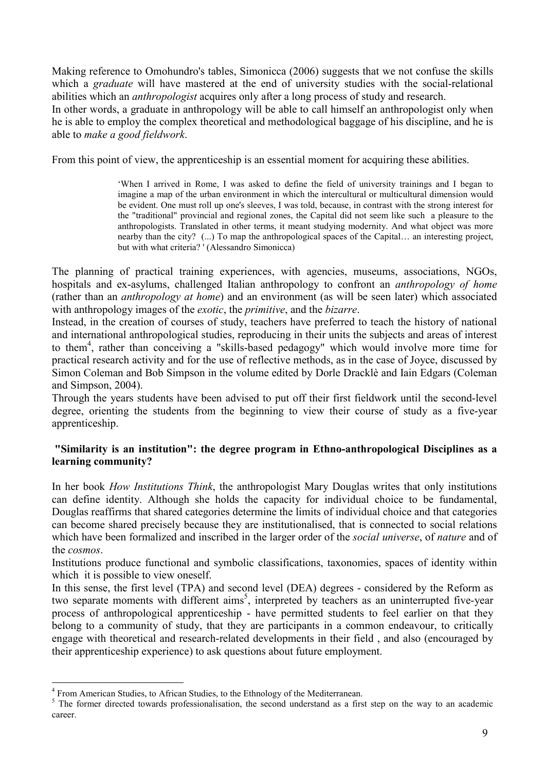Making reference to Omohundro's tables, Simonicca (2006) suggests that we not confuse the skills which a *graduate* will have mastered at the end of university studies with the social-relational abilities which an *anthropologist* acquires only after a long process of study and research.
In other words, a graduate in anthropology will be able to call himself an anthropologist only when he is able to employ the complex theoretical and methodological baggage of his discipline, and he is able to *make a good fieldwork*.

From this point of view, the apprenticeship is an essential moment for acquiring these abilities.

> 'When I arrived in Rome, I was asked to define the field of university trainings and I began to imagine a map of the urban environment in which the intercultural or multicultural dimension would be evident. One must roll up one's sleeves, I was told, because, in contrast with the strong interest for the "traditional" provincial and regional zones, the Capital did not seem like such a pleasure to the anthropologists. Translated in other terms, it meant studying modernity. And what object was more nearby than the city? (...) To map the anthropological spaces of the Capital… an interesting project, but with what criteria? ' (Alessandro Simonicca)

The planning of practical training experiences, with agencies, museums, associations, NGOs, hospitals and ex-asylums, challenged Italian anthropology to confront an *anthropology of home* (rather than an *anthropology at home*) and an environment (as will be seen later) which associated with anthropology images of the *exotic*, the *primitive*, and the *bizarre*.
Instead, in the creation of courses of study, teachers have preferred to teach the history of national and international anthropological studies, reproducing in their units the subjects and areas of interest to them[4], rather than conceiving a "skills-based pedagogy" which would involve more time for practical research activity and for the use of reflective methods, as in the case of Joyce, discussed by Simon Coleman and Bob Simpson in the volume edited by Dorle Dracklè and Iain Edgars (Coleman and Simpson, 2004).
Through the years students have been advised to put off their first fieldwork until the second-level degree, orienting the students from the beginning to view their course of study as a five-year apprenticeship.

## "Similarity is an institution": the degree program in Ethno-anthropological Disciplines as a learning community?

In her book *How Institutions Think*, the anthropologist Mary Douglas writes that only institutions can define identity. Although she holds the capacity for individual choice to be fundamental, Douglas reaffirms that shared categories determine the limits of individual choice and that categories can become shared precisely because they are institutionalised, that is connected to social relations which have been formalized and inscribed in the larger order of the *social universe*, of *nature* and of the *cosmos*.
Institutions produce functional and symbolic classifications, taxonomies, spaces of identity within which it is possible to view oneself.
In this sense, the first level (TPA) and second level (DEA) degrees - considered by the Reform as two separate moments with different aims[5], interpreted by teachers as an uninterrupted five-year process of anthropological apprenticeship - have permitted students to feel earlier on that they belong to a community of study, that they are participants in a common endeavour, to critically engage with theoretical and research-related developments in their field , and also (encouraged by their apprenticeship experience) to ask questions about future employment.

---

[4] From American Studies, to African Studies, to the Ethnology of the Mediterranean.

[5] The former directed towards professionalisation, the second understand as a first step on the way to an academic career.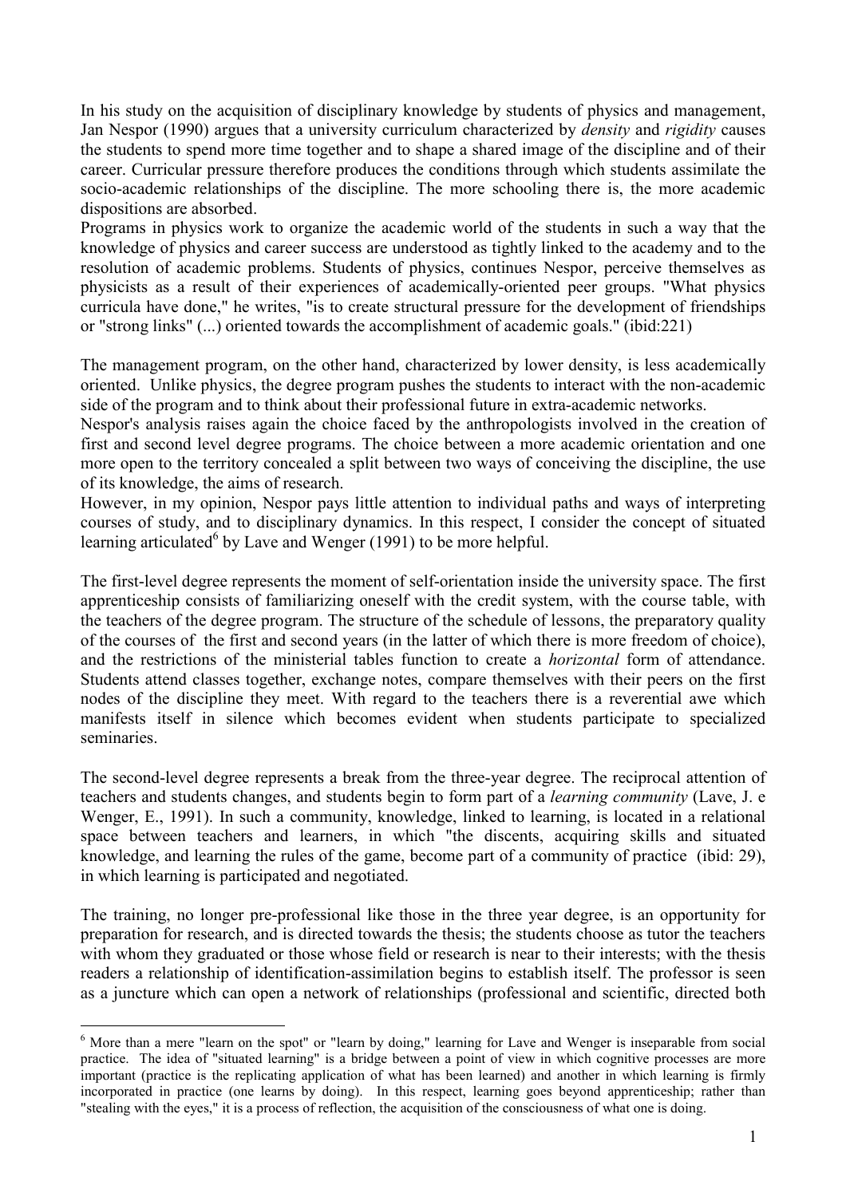In his study on the acquisition of disciplinary knowledge by students of physics and management, Jan Nespor (1990) argues that a university curriculum characterized by *density* and *rigidity* causes the students to spend more time together and to shape a shared image of the discipline and of their career. Curricular pressure therefore produces the conditions through which students assimilate the socio-academic relationships of the discipline. The more schooling there is, the more academic dispositions are absorbed.

Programs in physics work to organize the academic world of the students in such a way that the knowledge of physics and career success are understood as tightly linked to the academy and to the resolution of academic problems. Students of physics, continues Nespor, perceive themselves as physicists as a result of their experiences of academically-oriented peer groups. "What physics curricula have done," he writes, "is to create structural pressure for the development of friendships or "strong links" (...) oriented towards the accomplishment of academic goals." (ibid:221)

The management program, on the other hand, characterized by lower density, is less academically oriented. Unlike physics, the degree program pushes the students to interact with the non-academic side of the program and to think about their professional future in extra-academic networks.

Nespor's analysis raises again the choice faced by the anthropologists involved in the creation of first and second level degree programs. The choice between a more academic orientation and one more open to the territory concealed a split between two ways of conceiving the discipline, the use of its knowledge, the aims of research.

However, in my opinion, Nespor pays little attention to individual paths and ways of interpreting courses of study, and to disciplinary dynamics. In this respect, I consider the concept of situated learning articulated[6] by Lave and Wenger (1991) to be more helpful.

The first-level degree represents the moment of self-orientation inside the university space. The first apprenticeship consists of familiarizing oneself with the credit system, with the course table, with the teachers of the degree program. The structure of the schedule of lessons, the preparatory quality of the courses of the first and second years (in the latter of which there is more freedom of choice), and the restrictions of the ministerial tables function to create a *horizontal* form of attendance. Students attend classes together, exchange notes, compare themselves with their peers on the first nodes of the discipline they meet. With regard to the teachers there is a reverential awe which manifests itself in silence which becomes evident when students participate to specialized seminaries.

The second-level degree represents a break from the three-year degree. The reciprocal attention of teachers and students changes, and students begin to form part of a *learning community* (Lave, J. e Wenger, E., 1991). In such a community, knowledge, linked to learning, is located in a relational space between teachers and learners, in which "the discents, acquiring skills and situated knowledge, and learning the rules of the game, become part of a community of practice (ibid: 29), in which learning is participated and negotiated.

The training, no longer pre-professional like those in the three year degree, is an opportunity for preparation for research, and is directed towards the thesis; the students choose as tutor the teachers with whom they graduated or those whose field or research is near to their interests; with the thesis readers a relationship of identification-assimilation begins to establish itself. The professor is seen as a juncture which can open a network of relationships (professional and scientific, directed both

---

[6] More than a mere "learn on the spot" or "learn by doing," learning for Lave and Wenger is inseparable from social practice. The idea of "situated learning" is a bridge between a point of view in which cognitive processes are more important (practice is the replicating application of what has been learned) and another in which learning is firmly incorporated in practice (one learns by doing). In this respect, learning goes beyond apprenticeship; rather than "stealing with the eyes," it is a process of reflection, the acquisition of the consciousness of what one is doing.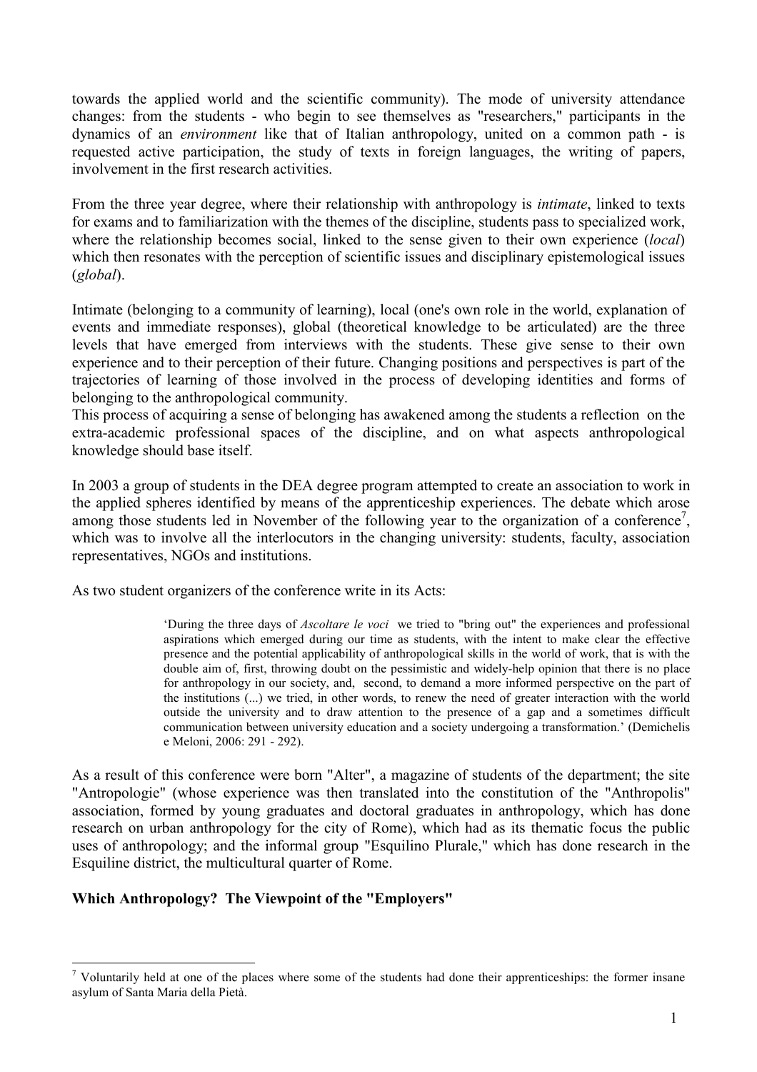towards the applied world and the scientific community). The mode of university attendance changes: from the students - who begin to see themselves as "researchers," participants in the dynamics of an *environment* like that of Italian anthropology, united on a common path - is requested active participation, the study of texts in foreign languages, the writing of papers, involvement in the first research activities.

From the three year degree, where their relationship with anthropology is *intimate*, linked to texts for exams and to familiarization with the themes of the discipline, students pass to specialized work, where the relationship becomes social, linked to the sense given to their own experience (*local*) which then resonates with the perception of scientific issues and disciplinary epistemological issues (*global*).

Intimate (belonging to a community of learning), local (one's own role in the world, explanation of events and immediate responses), global (theoretical knowledge to be articulated) are the three levels that have emerged from interviews with the students. These give sense to their own experience and to their perception of their future. Changing positions and perspectives is part of the trajectories of learning of those involved in the process of developing identities and forms of belonging to the anthropological community.
This process of acquiring a sense of belonging has awakened among the students a reflection on the extra-academic professional spaces of the discipline, and on what aspects anthropological knowledge should base itself.

In 2003 a group of students in the DEA degree program attempted to create an association to work in the applied spheres identified by means of the apprenticeship experiences. The debate which arose among those students led in November of the following year to the organization of a conference[7], which was to involve all the interlocutors in the changing university: students, faculty, association representatives, NGOs and institutions.

As two student organizers of the conference write in its Acts:

> 'During the three days of *Ascoltare le voci* we tried to "bring out" the experiences and professional aspirations which emerged during our time as students, with the intent to make clear the effective presence and the potential applicability of anthropological skills in the world of work, that is with the double aim of, first, throwing doubt on the pessimistic and widely-help opinion that there is no place for anthropology in our society, and, second, to demand a more informed perspective on the part of the institutions (...) we tried, in other words, to renew the need of greater interaction with the world outside the university and to draw attention to the presence of a gap and a sometimes difficult communication between university education and a society undergoing a transformation.' (Demichelis e Meloni, 2006: 291 - 292).

As a result of this conference were born "Alter", a magazine of students of the department; the site "Antropologie" (whose experience was then translated into the constitution of the "Anthropolis" association, formed by young graduates and doctoral graduates in anthropology, which has done research on urban anthropology for the city of Rome), which had as its thematic focus the public uses of anthropology; and the informal group "Esquilino Plurale," which has done research in the Esquiline district, the multicultural quarter of Rome.

**Which Anthropology? The Viewpoint of the "Employers"**

[7] Voluntarily held at one of the places where some of the students had done their apprenticeships: the former insane asylum of Santa Maria della Pietà.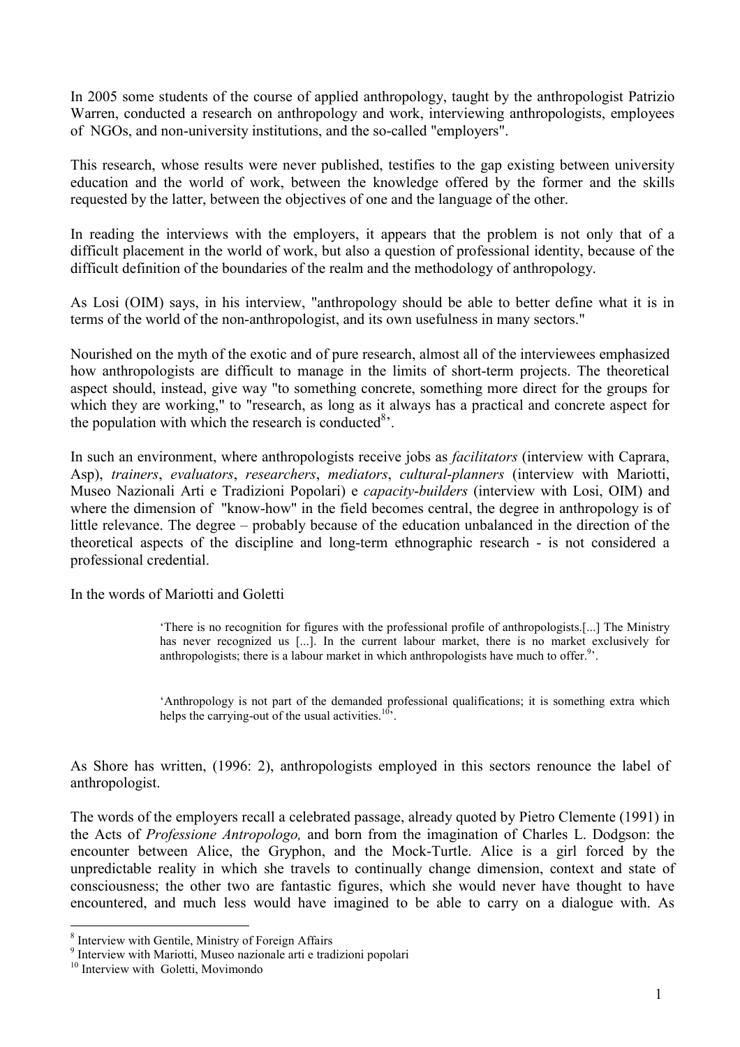In 2005 some students of the course of applied anthropology, taught by the anthropologist Patrizio Warren, conducted a research on anthropology and work, interviewing anthropologists, employees of NGOs, and non-university institutions, and the so-called "employers".

This research, whose results were never published, testifies to the gap existing between university education and the world of work, between the knowledge offered by the former and the skills requested by the latter, between the objectives of one and the language of the other.

In reading the interviews with the employers, it appears that the problem is not only that of a difficult placement in the world of work, but also a question of professional identity, because of the difficult definition of the boundaries of the realm and the methodology of anthropology.

As Losi (OIM) says, in his interview, "anthropology should be able to better define what it is in terms of the world of the non-anthropologist, and its own usefulness in many sectors."

Nourished on the myth of the exotic and of pure research, almost all of the interviewees emphasized how anthropologists are difficult to manage in the limits of short-term projects. The theoretical aspect should, instead, give way "to something concrete, something more direct for the groups for which they are working," to "research, as long as it always has a practical and concrete aspect for the population with which the research is conducted[8]'.

In such an environment, where anthropologists receive jobs as *facilitators* (interview with Caprara, Asp), *trainers*, *evaluators*, *researchers*, *mediators*, *cultural-planners* (interview with Mariotti, Museo Nazionali Arti e Tradizioni Popolari) e *capacity-builders* (interview with Losi, OIM) and where the dimension of "know-how" in the field becomes central, the degree in anthropology is of little relevance. The degree – probably because of the education unbalanced in the direction of the theoretical aspects of the discipline and long-term ethnographic research - is not considered a professional credential.

In the words of Mariotti and Goletti

> 'There is no recognition for figures with the professional profile of anthropologists.[...] The Ministry has never recognized us [...]. In the current labour market, there is no market exclusively for anthropologists; there is a labour market in which anthropologists have much to offer.[9]'.

> 'Anthropology is not part of the demanded professional qualifications; it is something extra which helps the carrying-out of the usual activities.[10]'.

As Shore has written, (1996: 2), anthropologists employed in this sectors renounce the label of anthropologist.

The words of the employers recall a celebrated passage, already quoted by Pietro Clemente (1991) in the Acts of *Professione Antropologo,* and born from the imagination of Charles L. Dodgson: the encounter between Alice, the Gryphon, and the Mock-Turtle. Alice is a girl forced by the unpredictable reality in which she travels to continually change dimension, context and state of consciousness; the other two are fantastic figures, which she would never have thought to have encountered, and much less would have imagined to be able to carry on a dialogue with. As

---

[8] Interview with Gentile, Ministry of Foreign Affairs

[9] Interview with Mariotti, Museo nazionale arti e tradizioni popolari

[10] Interview with Goletti, Movimondo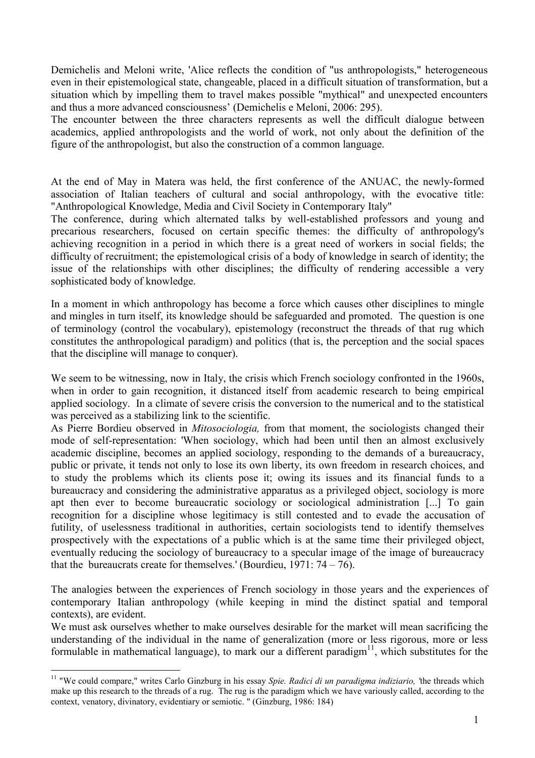Demichelis and Meloni write, 'Alice reflects the condition of "us anthropologists," heterogeneous even in their epistemological state, changeable, placed in a difficult situation of transformation, but a situation which by impelling them to travel makes possible "mythical" and unexpected encounters and thus a more advanced consciousness' (Demichelis e Meloni, 2006: 295).
The encounter between the three characters represents as well the difficult dialogue between academics, applied anthropologists and the world of work, not only about the definition of the figure of the anthropologist, but also the construction of a common language.

At the end of May in Matera was held, the first conference of the ANUAC, the newly-formed association of Italian teachers of cultural and social anthropology, with the evocative title: "Anthropological Knowledge, Media and Civil Society in Contemporary Italy"
The conference, during which alternated talks by well-established professors and young and precarious researchers, focused on certain specific themes: the difficulty of anthropology's achieving recognition in a period in which there is a great need of workers in social fields; the difficulty of recruitment; the epistemological crisis of a body of knowledge in search of identity; the issue of the relationships with other disciplines; the difficulty of rendering accessible a very sophisticated body of knowledge.

In a moment in which anthropology has become a force which causes other disciplines to mingle and mingles in turn itself, its knowledge should be safeguarded and promoted. The question is one of terminology (control the vocabulary), epistemology (reconstruct the threads of that rug which constitutes the anthropological paradigm) and politics (that is, the perception and the social spaces that the discipline will manage to conquer).

We seem to be witnessing, now in Italy, the crisis which French sociology confronted in the 1960s, when in order to gain recognition, it distanced itself from academic research to being empirical applied sociology. In a climate of severe crisis the conversion to the numerical and to the statistical was perceived as a stabilizing link to the scientific.
As Pierre Bordieu observed in *Mitosociologia,* from that moment, the sociologists changed their mode of self-representation: 'When sociology, which had been until then an almost exclusively academic discipline, becomes an applied sociology, responding to the demands of a bureaucracy, public or private, it tends not only to lose its own liberty, its own freedom in research choices, and to study the problems which its clients pose it; owing its issues and its financial funds to a bureaucracy and considering the administrative apparatus as a privileged object, sociology is more apt then ever to become bureaucratic sociology or sociological administration [...] To gain recognition for a discipline whose legitimacy is still contested and to evade the accusation of futility, of uselessness traditional in authorities, certain sociologists tend to identify themselves prospectively with the expectations of a public which is at the same time their privileged object, eventually reducing the sociology of bureaucracy to a specular image of the image of bureaucracy that the bureaucrats create for themselves.' (Bourdieu, 1971: 74 – 76).

The analogies between the experiences of French sociology in those years and the experiences of contemporary Italian anthropology (while keeping in mind the distinct spatial and temporal contexts), are evident.
We must ask ourselves whether to make ourselves desirable for the market will mean sacrificing the understanding of the individual in the name of generalization (more or less rigorous, more or less formulable in mathematical language), to mark our a different paradigm[11], which substitutes for the

[11] "We could compare," writes Carlo Ginzburg in his essay *Spie. Radici di un paradigma indiziario,* 'the threads which make up this research to the threads of a rug. The rug is the paradigm which we have variously called, according to the context, venatory, divinatory, evidentiary or semiotic. " (Ginzburg, 1986: 184)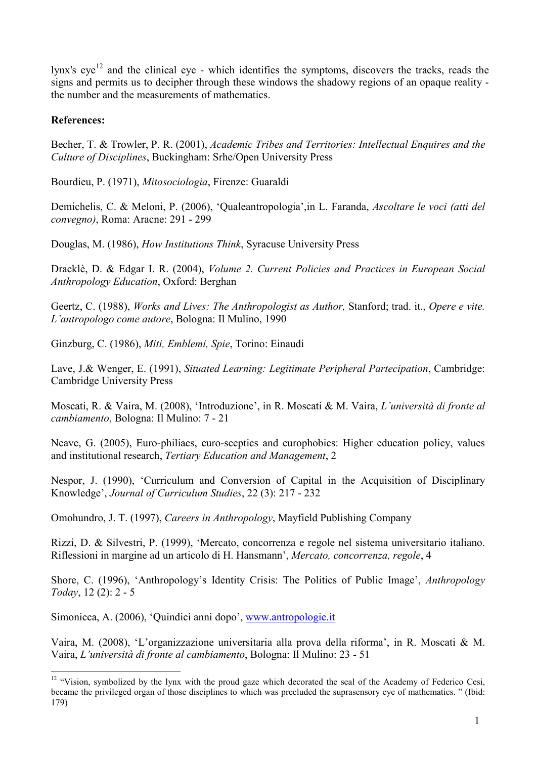lynx's eye[12] and the clinical eye - which identifies the symptoms, discovers the tracks, reads the signs and permits us to decipher through these windows the shadowy regions of an opaque reality - the number and the measurements of mathematics.

**References:**

Becher, T. & Trowler, P. R. (2001), *Academic Tribes and Territories: Intellectual Enquires and the Culture of Disciplines*, Buckingham: Srhe/Open University Press

Bourdieu, P. (1971), *Mitosociologia*, Firenze: Guaraldi

Demichelis, C. & Meloni, P. (2006), 'Qualeantropologia',in L. Faranda, *Ascoltare le voci (atti del convegno)*, Roma: Aracne: 291 - 299

Douglas, M. (1986), *How Institutions Think*, Syracuse University Press

Dracklè, D. & Edgar I. R. (2004), *Volume 2. Current Policies and Practices in European Social Anthropology Education*, Oxford: Berghan

Geertz, C. (1988), *Works and Lives: The Anthropologist as Author,* Stanford; trad. it., *Opere e vite. L'antropologo come autore*, Bologna: Il Mulino, 1990

Ginzburg, C. (1986), *Miti, Emblemi, Spie*, Torino: Einaudi

Lave, J.& Wenger, E. (1991), *Situated Learning: Legitimate Peripheral Partecipation*, Cambridge: Cambridge University Press

Moscati, R. & Vaira, M. (2008), 'Introduzione', in R. Moscati & M. Vaira, *L'università di fronte al cambiamento*, Bologna: Il Mulino: 7 - 21

Neave, G. (2005), Euro-philiacs, euro-sceptics and europhobics: Higher education policy, values and institutional research, *Tertiary Education and Management*, 2

Nespor, J. (1990), 'Curriculum and Conversion of Capital in the Acquisition of Disciplinary Knowledge', *Journal of Curriculum Studies*, 22 (3): 217 - 232

Omohundro, J. T. (1997), *Careers in Anthropology*, Mayfield Publishing Company

Rizzi, D. & Silvestri, P. (1999), 'Mercato, concorrenza e regole nel sistema universitario italiano. Riflessioni in margine ad un articolo di H. Hansmann', *Mercato, concorrenza, regole*, 4

Shore, C. (1996), 'Anthropology's Identity Crisis: The Politics of Public Image', *Anthropology Today*, 12 (2): 2 - 5

Simonicca, A. (2006), 'Quindici anni dopo', www.antropologie.it

Vaira, M. (2008), 'L'organizzazione universitaria alla prova della riforma', in R. Moscati & M. Vaira, *L'università di fronte al cambiamento*, Bologna: Il Mulino: 23 - 51

[12] "Vision, symbolized by the lynx with the proud gaze which decorated the seal of the Academy of Federico Cesi, became the privileged organ of those disciplines to which was precluded the suprasensory eye of mathematics. " (Ibid: 179)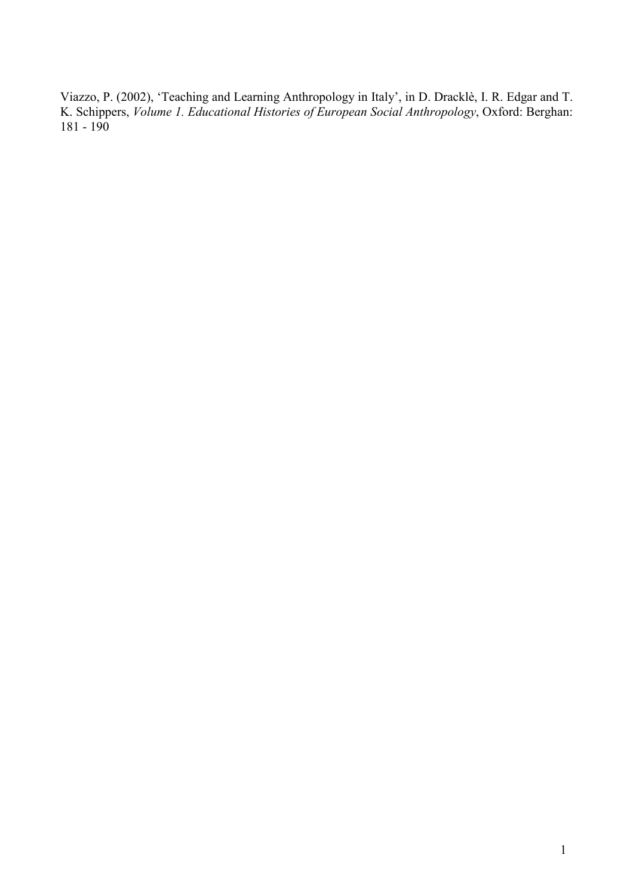Viazzo, P. (2002), 'Teaching and Learning Anthropology in Italy', in D. Dracklè, I. R. Edgar and T. K. Schippers, *Volume 1. Educational Histories of European Social Anthropology*, Oxford: Berghan: 181 - 190